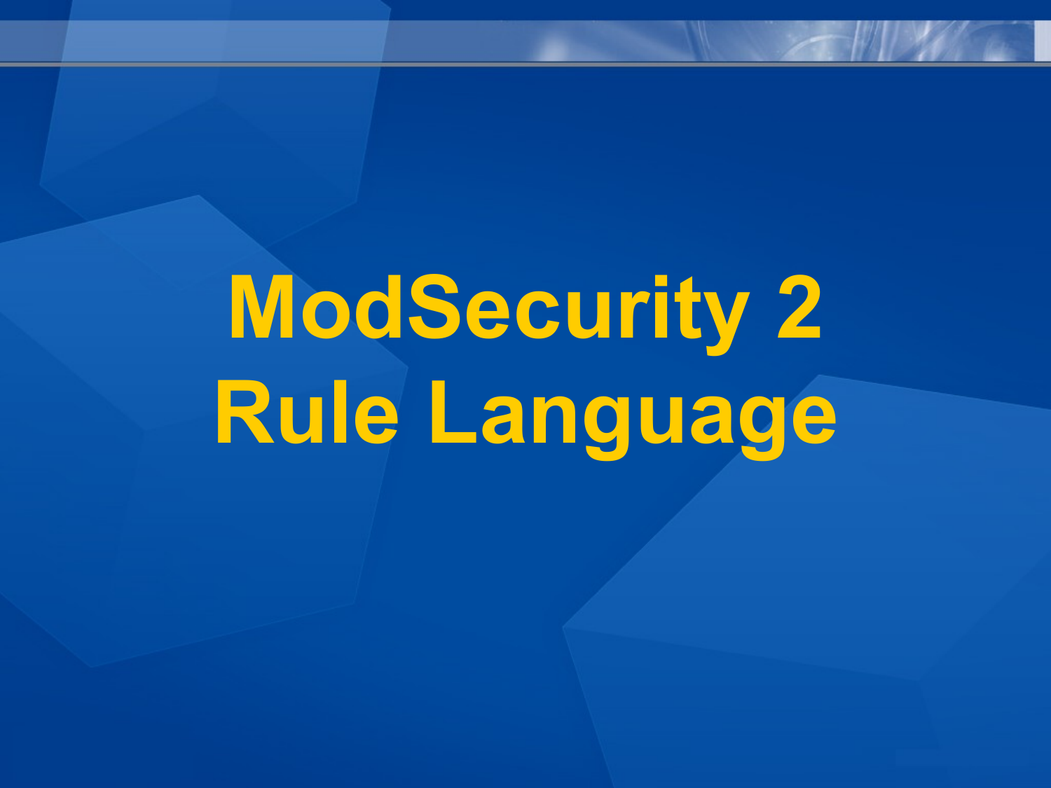# ModSecurity 2 Rule Language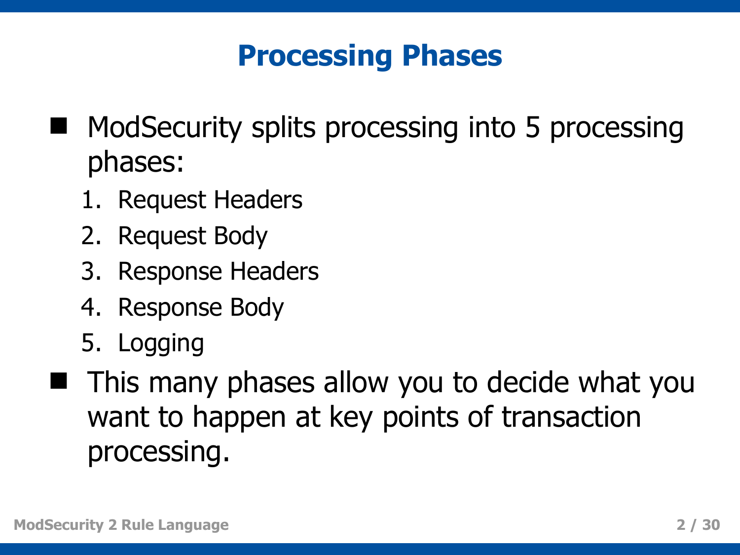# Processing Phases

- ModSecurity splits processing into 5 processing phases:
  1. Request Headers
  2. Request Body
  3. Response Headers
  4. Response Body
  5. Logging
- This many phases allow you to decide what you want to happen at key points of transaction processing.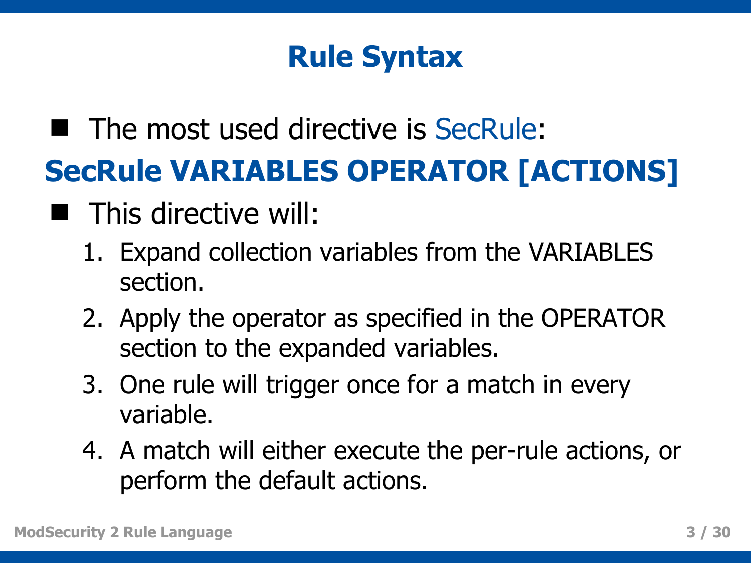# Rule Syntax

- The most used directive is SecRule:

**SecRule VARIABLES OPERATOR [ACTIONS]**

- This directive will:
  1. Expand collection variables from the VARIABLES section.
  2. Apply the operator as specified in the OPERATOR section to the expanded variables.
  3. One rule will trigger once for a match in every variable.
  4. A match will either execute the per-rule actions, or perform the default actions.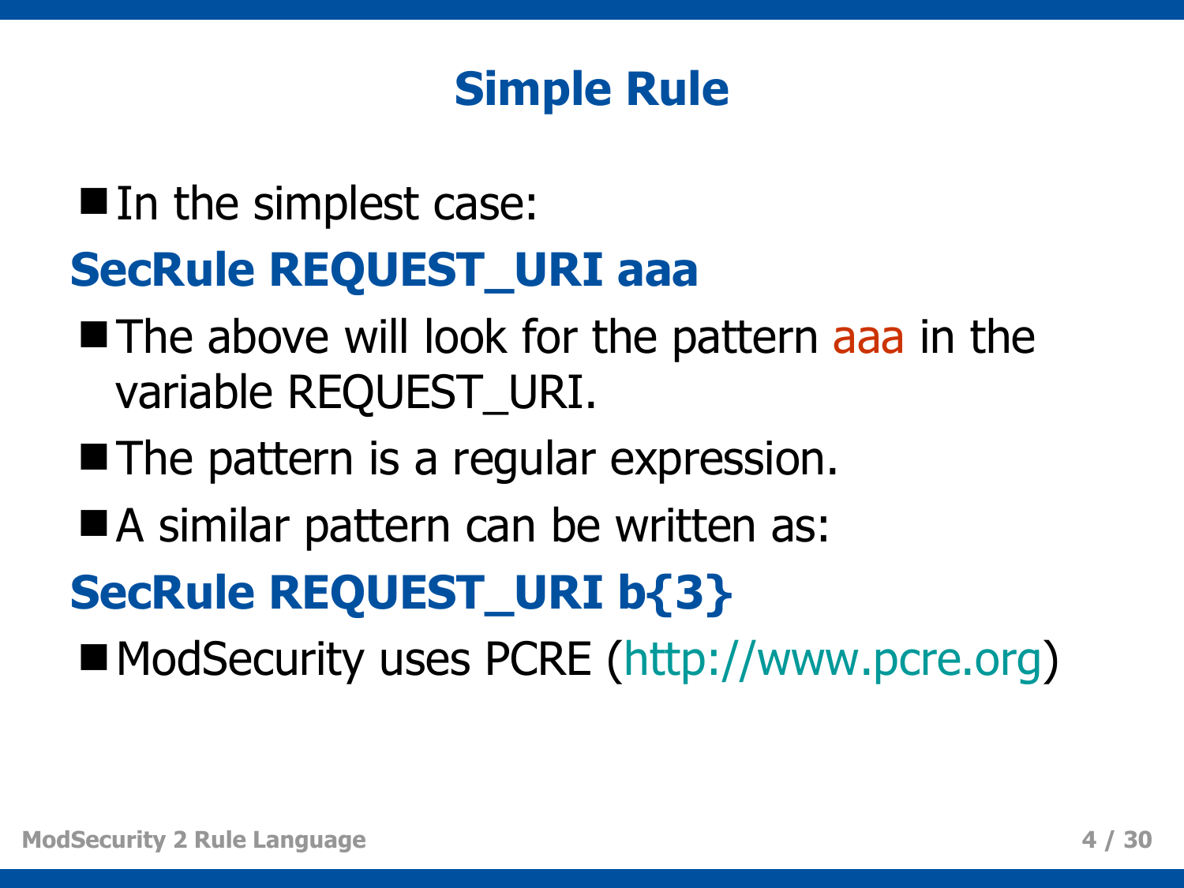# Simple Rule

- In the simplest case:

```
SecRule REQUEST_URI aaa
```

- The above will look for the pattern aaa in the variable REQUEST_URI.
- The pattern is a regular expression.
- A similar pattern can be written as:

```
SecRule REQUEST_URI b{3}
```

- ModSecurity uses PCRE (http://www.pcre.org)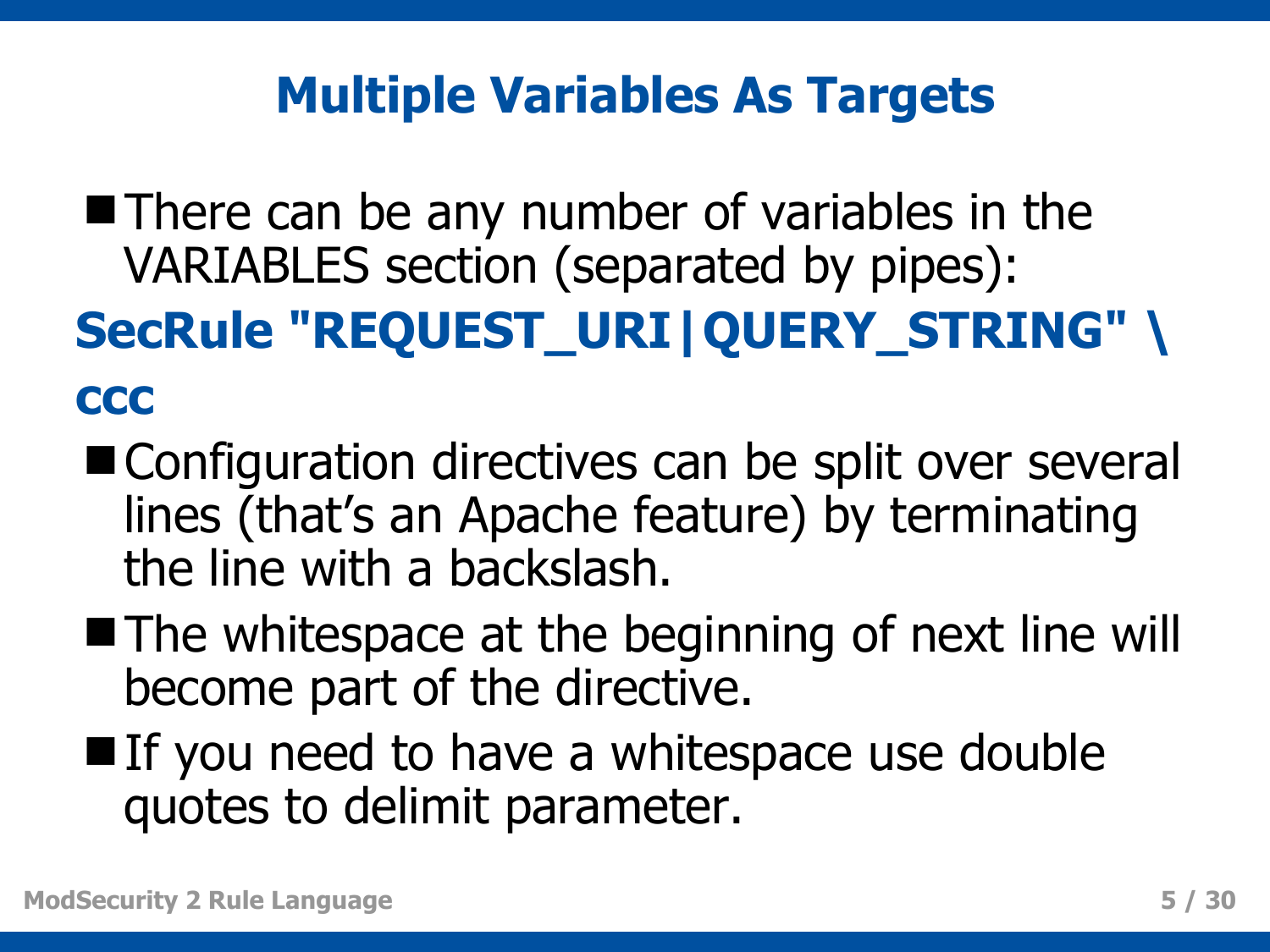# Multiple Variables As Targets

- There can be any number of variables in the VARIABLES section (separated by pipes):

```
SecRule "REQUEST_URI|QUERY_STRING" \
ccc
```

- Configuration directives can be split over several lines (that's an Apache feature) by terminating the line with a backslash.
- The whitespace at the beginning of next line will become part of the directive.
- If you need to have a whitespace use double quotes to delimit parameter.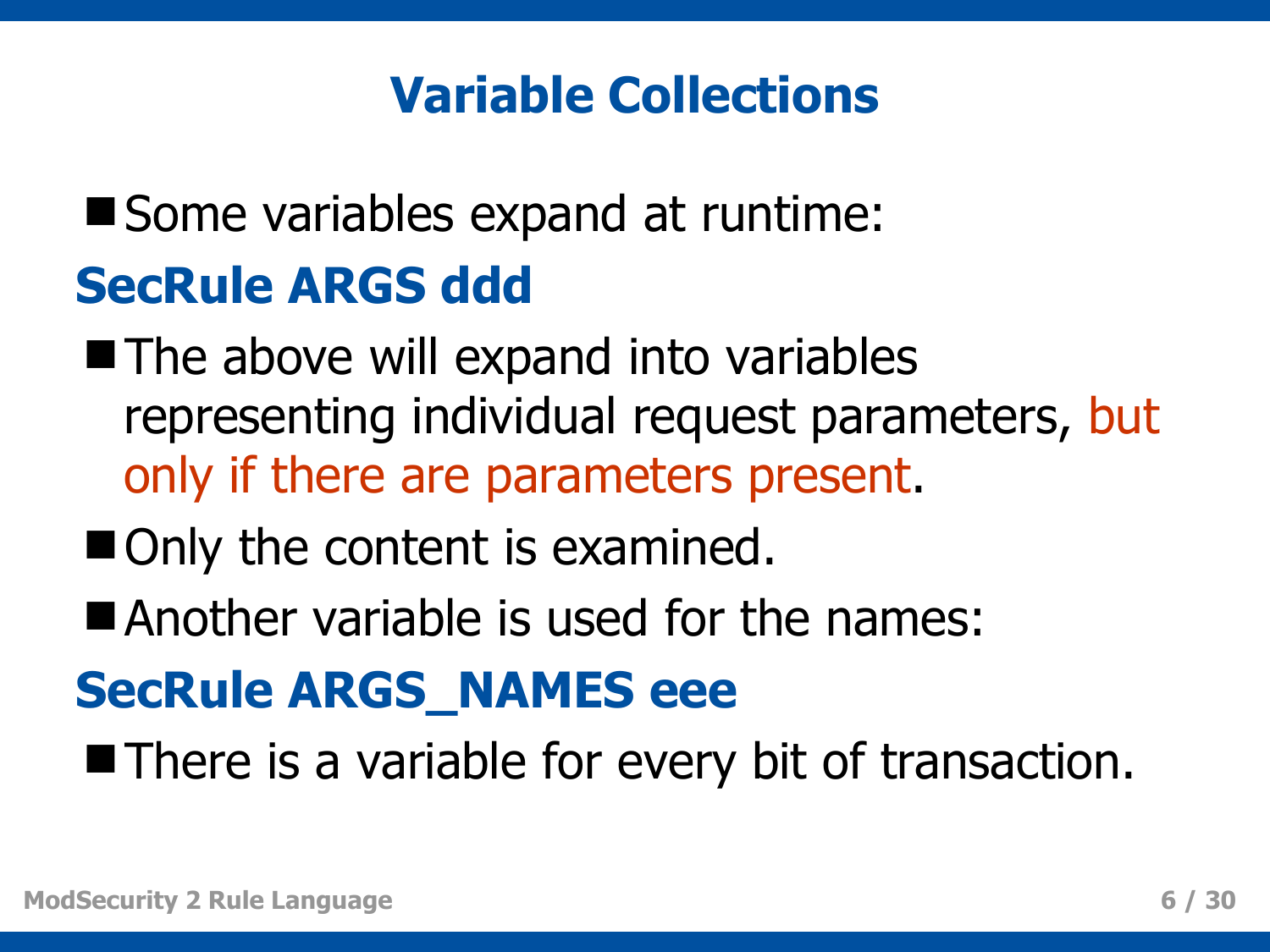# Variable Collections

- Some variables expand at runtime:

**SecRule ARGS ddd**

- The above will expand into variables representing individual request parameters, but only if there are parameters present.
- Only the content is examined.
- Another variable is used for the names:

**SecRule ARGS_NAMES eee**

- There is a variable for every bit of transaction.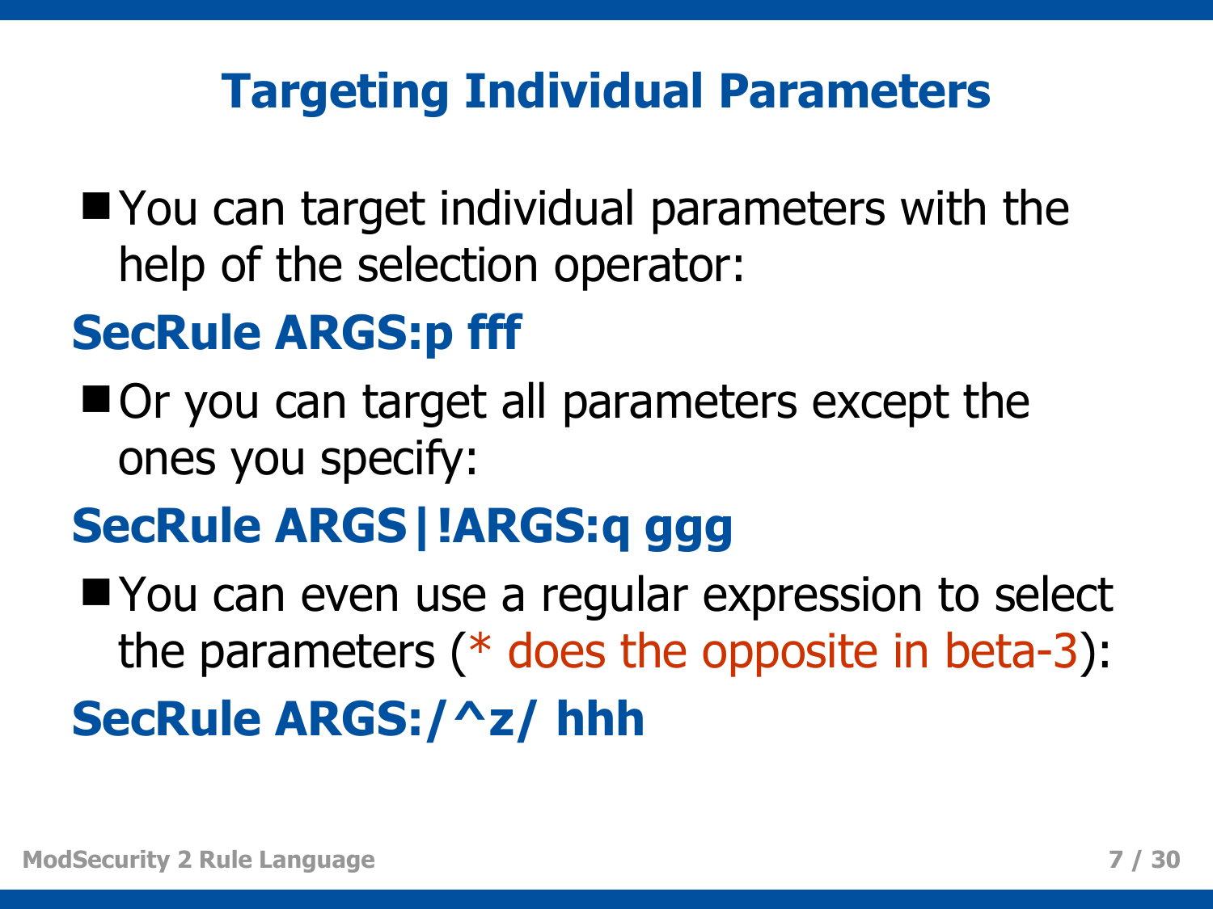## Targeting Individual Parameters

- You can target individual parameters with the help of the selection operator:

```
SecRule ARGS:p fff
```

- Or you can target all parameters except the ones you specify:

```
SecRule ARGS|!ARGS:q ggg
```

- You can even use a regular expression to select the parameters (* does the opposite in beta-3):

```
SecRule ARGS:/^z/ hhh
```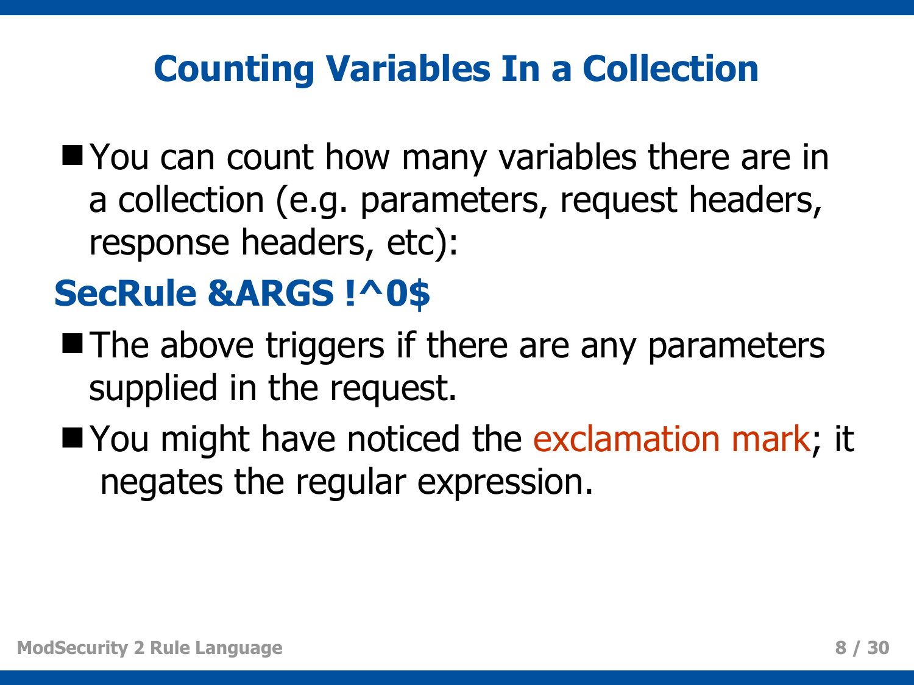# Counting Variables In a Collection

- You can count how many variables there are in a collection (e.g. parameters, request headers, response headers, etc):

```
SecRule &ARGS !^0$
```

- The above triggers if there are any parameters supplied in the request.
- You might have noticed the exclamation mark; it negates the regular expression.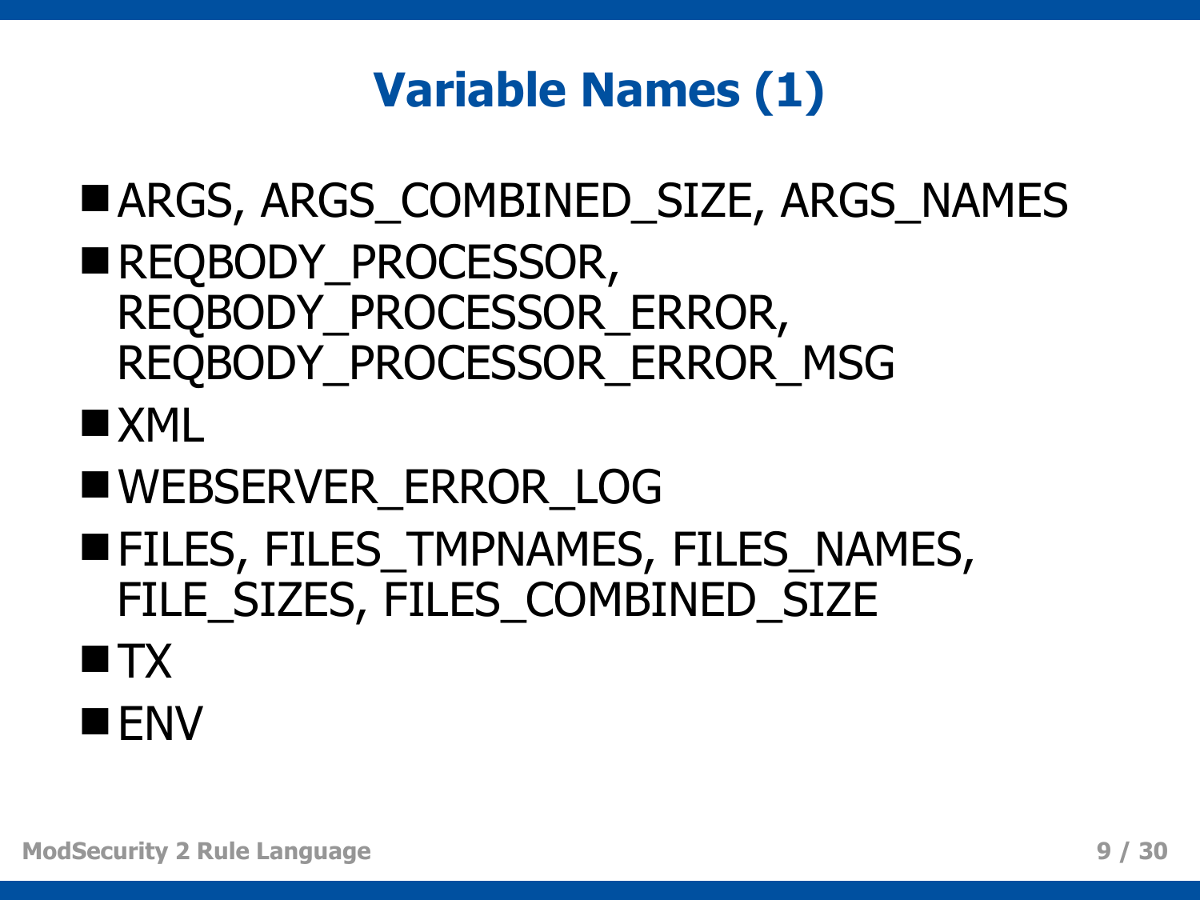# Variable Names (1)

- ARGS, ARGS_COMBINED_SIZE, ARGS_NAMES
- REQBODY_PROCESSOR, REQBODY_PROCESSOR_ERROR, REQBODY_PROCESSOR_ERROR_MSG
- XML
- WEBSERVER_ERROR_LOG
- FILES, FILES_TMPNAMES, FILES_NAMES, FILE_SIZES, FILES_COMBINED_SIZE
- TX
- ENV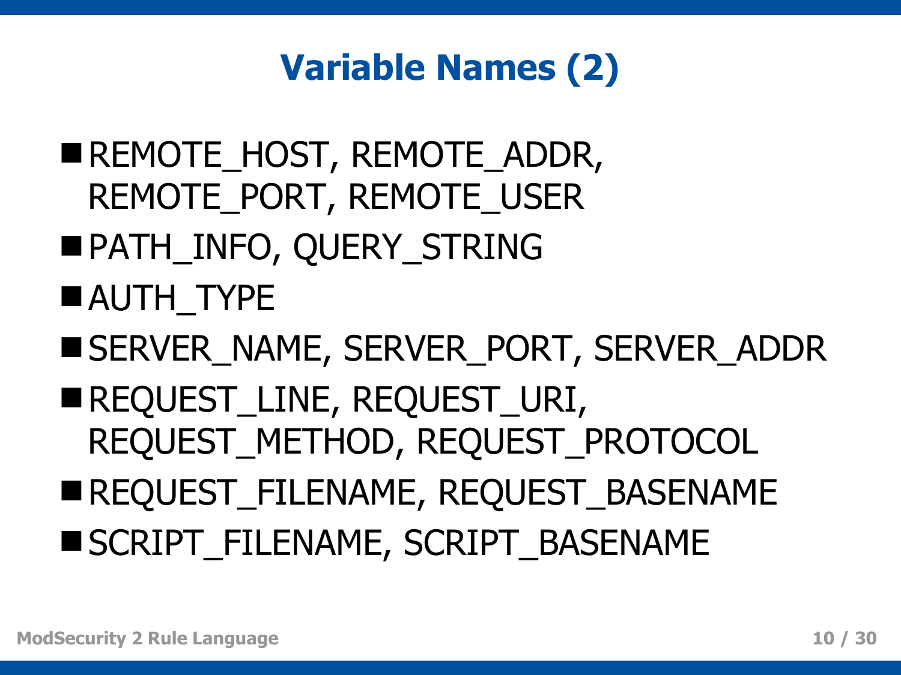# Variable Names (2)

- REMOTE_HOST, REMOTE_ADDR, REMOTE_PORT, REMOTE_USER
- PATH_INFO, QUERY_STRING
- AUTH_TYPE
- SERVER_NAME, SERVER_PORT, SERVER_ADDR
- REQUEST_LINE, REQUEST_URI, REQUEST_METHOD, REQUEST_PROTOCOL
- REQUEST_FILENAME, REQUEST_BASENAME
- SCRIPT_FILENAME, SCRIPT_BASENAME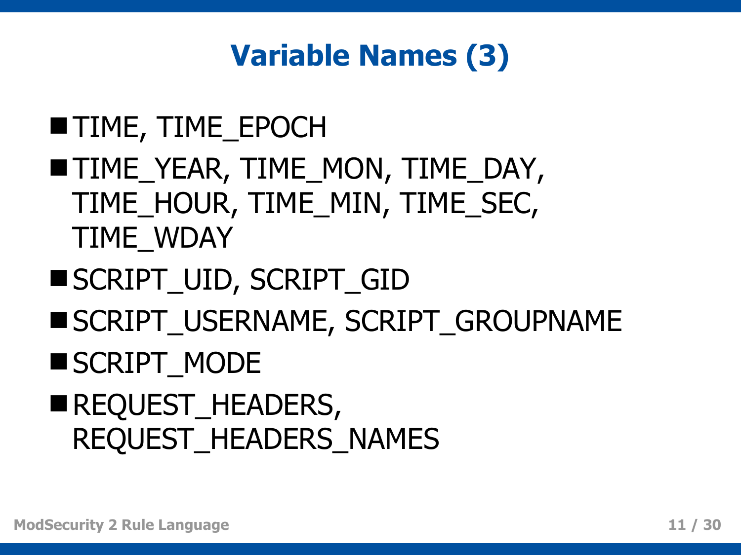# Variable Names (3)

- TIME, TIME_EPOCH
- TIME_YEAR, TIME_MON, TIME_DAY, TIME_HOUR, TIME_MIN, TIME_SEC, TIME_WDAY
- SCRIPT_UID, SCRIPT_GID
- SCRIPT_USERNAME, SCRIPT_GROUPNAME
- SCRIPT_MODE
- REQUEST_HEADERS, REQUEST_HEADERS_NAMES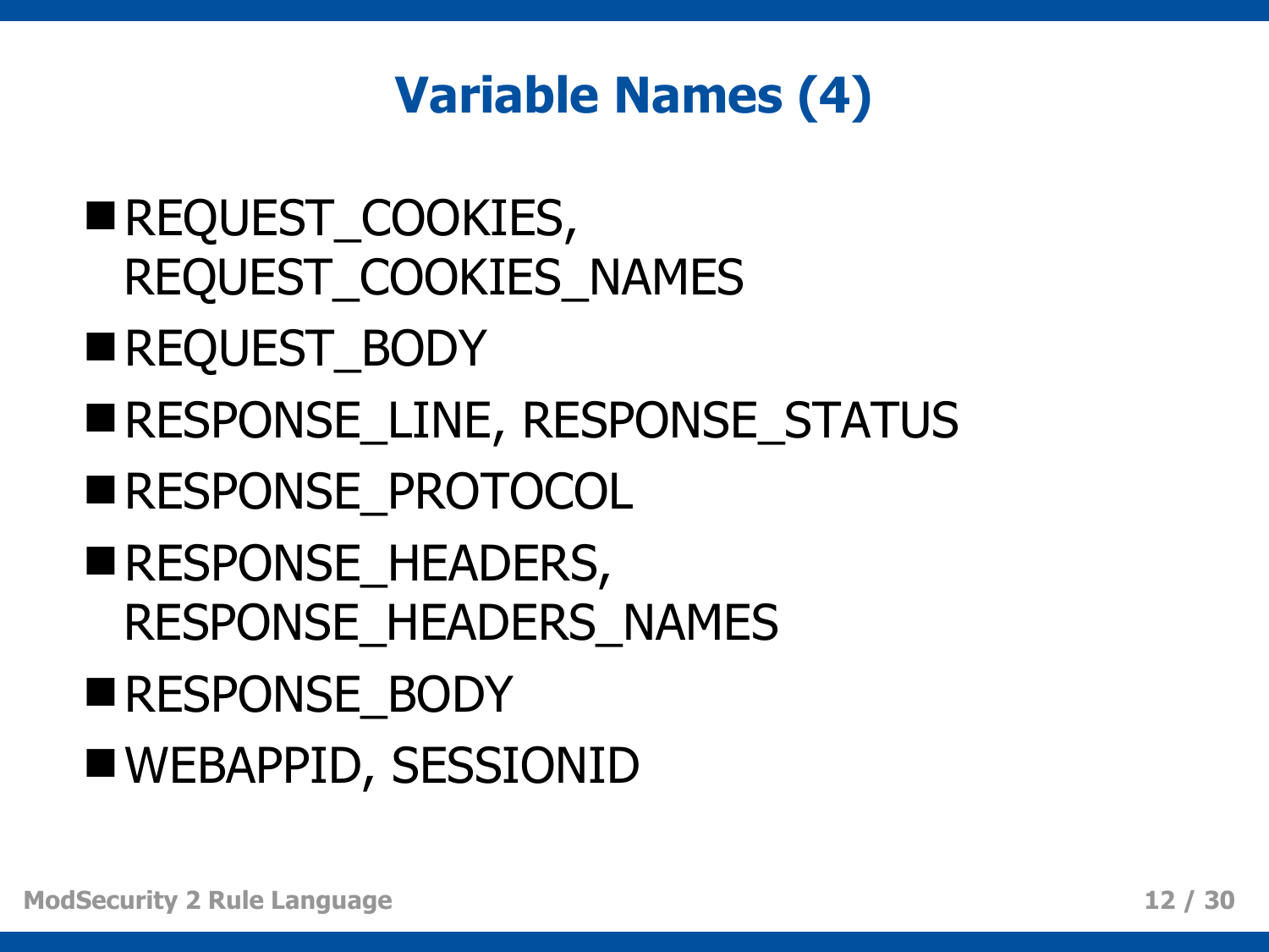# Variable Names (4)

- REQUEST_COOKIES, REQUEST_COOKIES_NAMES
- REQUEST_BODY
- RESPONSE_LINE, RESPONSE_STATUS
- RESPONSE_PROTOCOL
- RESPONSE_HEADERS, RESPONSE_HEADERS_NAMES
- RESPONSE_BODY
- WEBAPPID, SESSIONID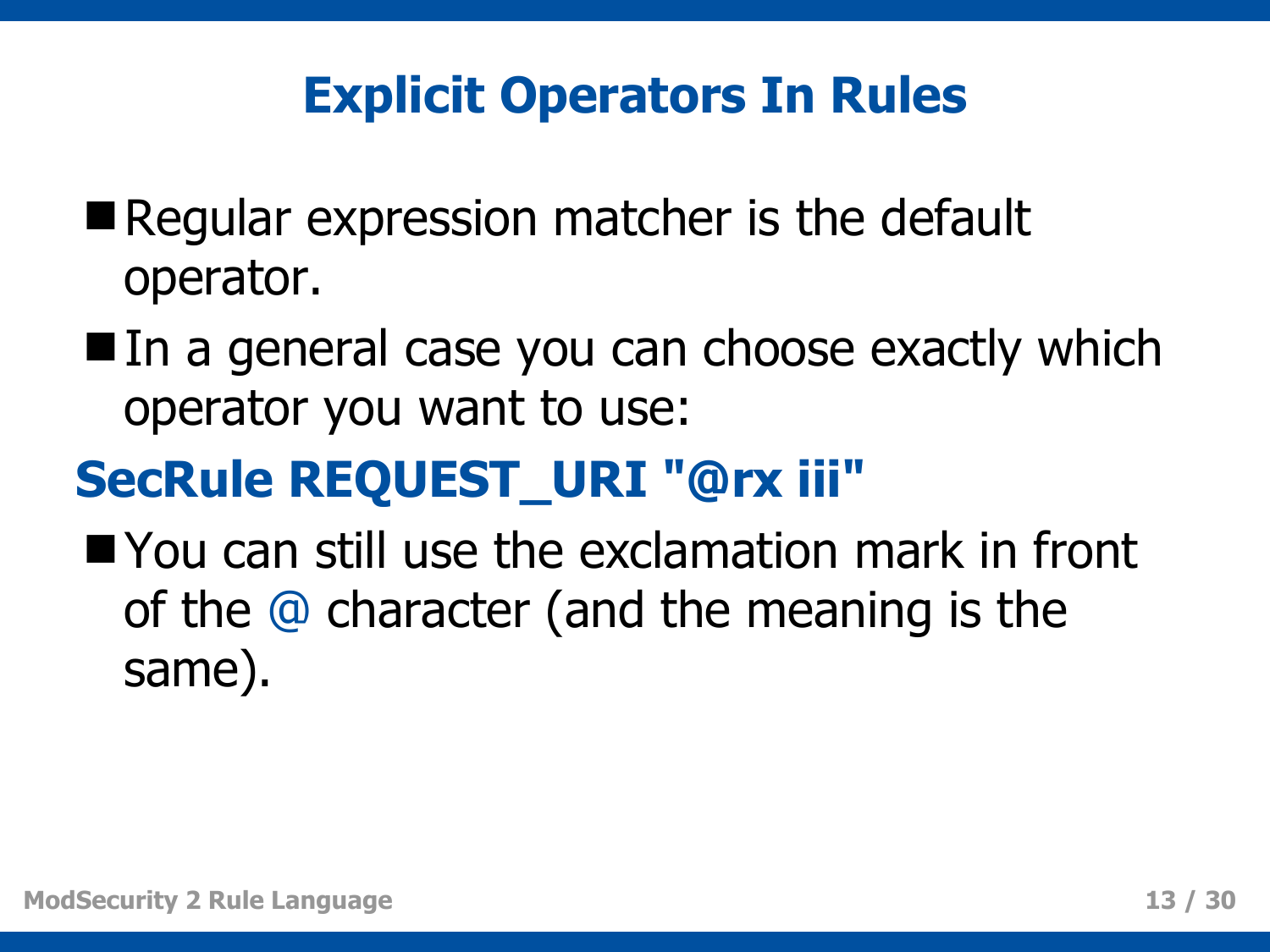# Explicit Operators In Rules

- Regular expression matcher is the default operator.
- In a general case you can choose exactly which operator you want to use:

```
SecRule REQUEST_URI "@rx iii"
```

- You can still use the exclamation mark in front of the @ character (and the meaning is the same).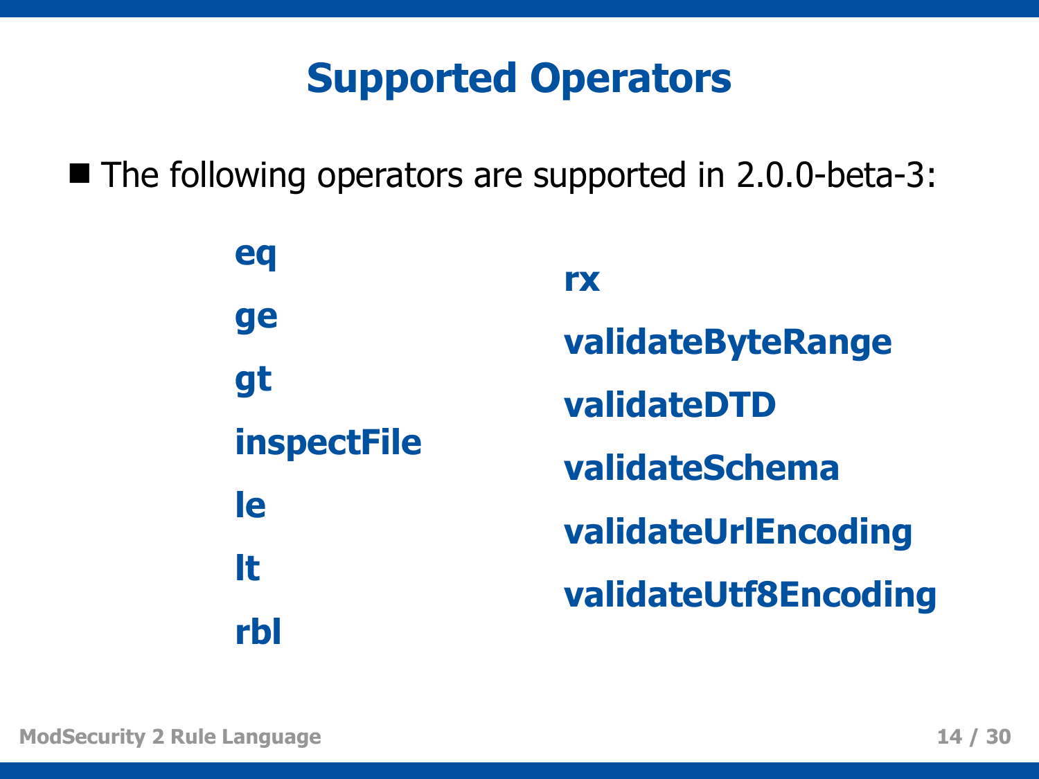# Supported Operators

- The following operators are supported in 2.0.0-beta-3:

**eq**

**ge**

**gt**

**inspectFile**

**le**

**lt**

**rbl**

**rx**

**validateByteRange**

**validateDTD**

**validateSchema**

**validateUrlEncoding**

**validateUtf8Encoding**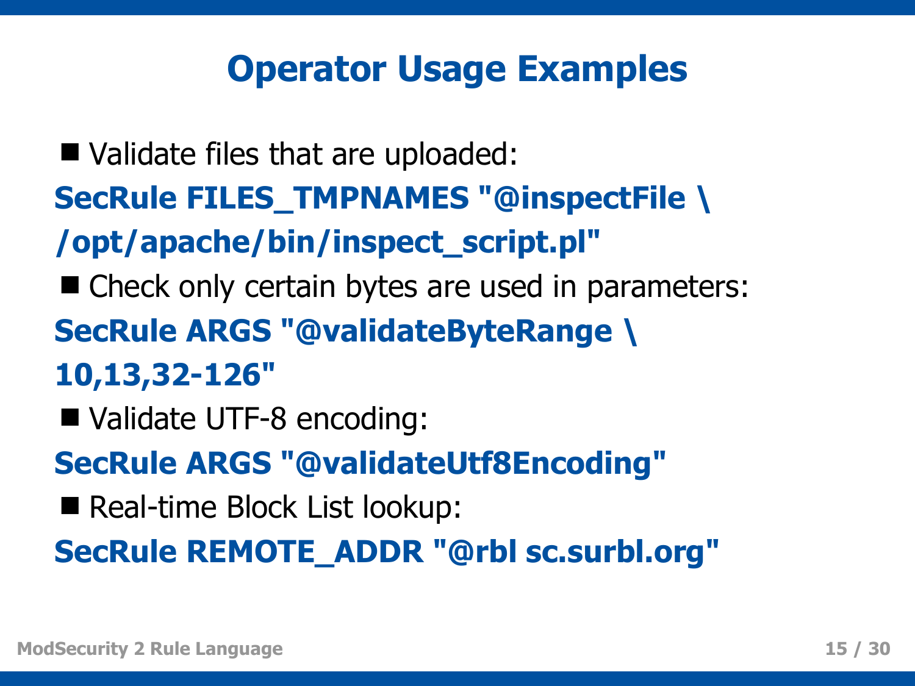# Operator Usage Examples

- Validate files that are uploaded:

```
SecRule FILES_TMPNAMES "@inspectFile \
/opt/apache/bin/inspect_script.pl"
```

- Check only certain bytes are used in parameters:

```
SecRule ARGS "@validateByteRange \
10,13,32-126"
```

- Validate UTF-8 encoding:

```
SecRule ARGS "@validateUtf8Encoding"
```

- Real-time Block List lookup:

```
SecRule REMOTE_ADDR "@rbl sc.surbl.org"
```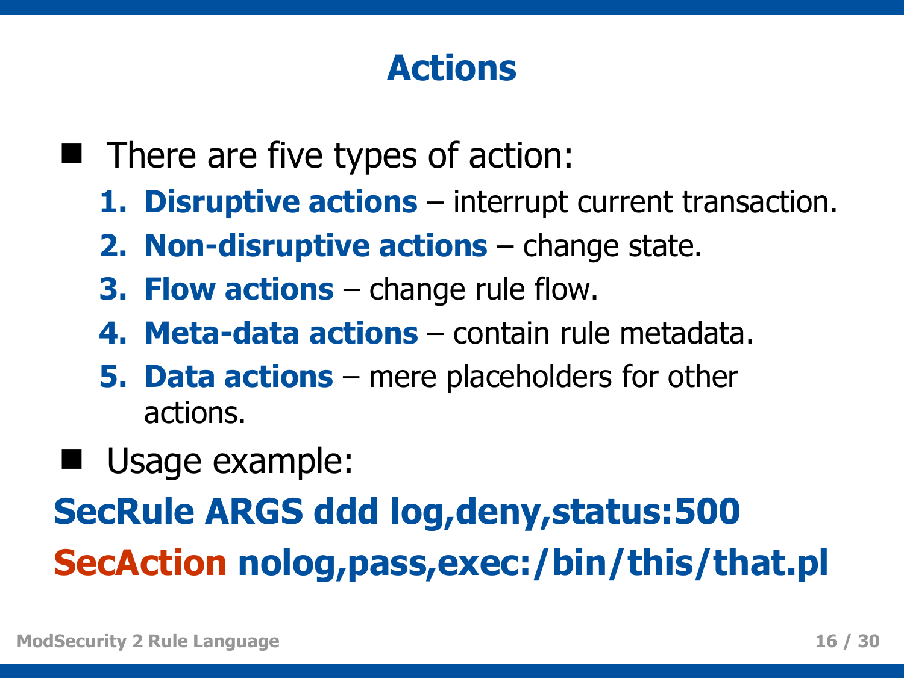# Actions

- There are five types of action:
  1. **Disruptive actions** – interrupt current transaction.
  2. **Non-disruptive actions** – change state.
  3. **Flow actions** – change rule flow.
  4. **Meta-data actions** – contain rule metadata.
  5. **Data actions** – mere placeholders for other actions.
- Usage example:

```
SecRule ARGS ddd log,deny,status:500
SecAction nolog,pass,exec:/bin/this/that.pl
```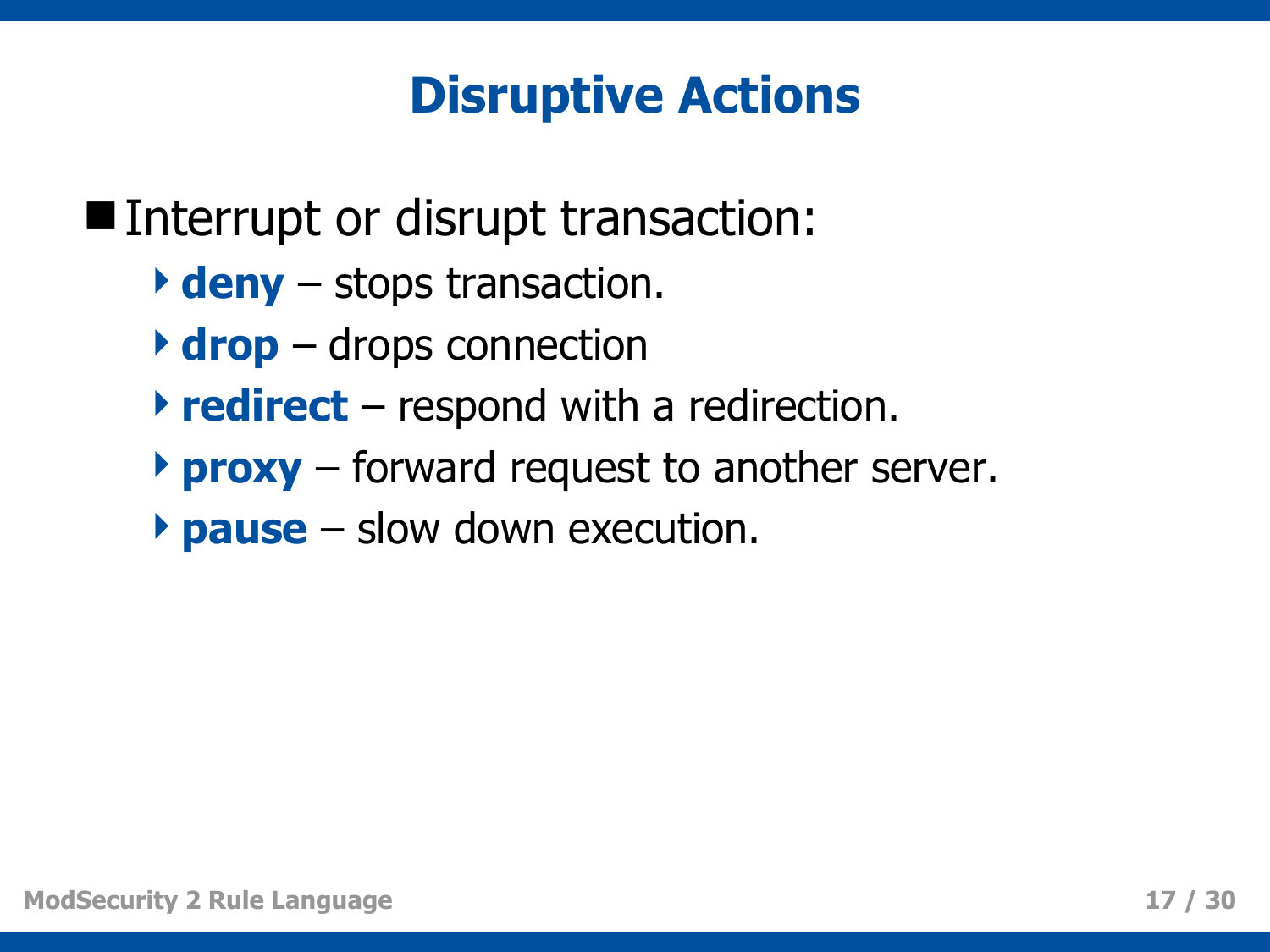# Disruptive Actions

- Interrupt or disrupt transaction:
  - **deny** – stops transaction.
  - **drop** – drops connection
  - **redirect** – respond with a redirection.
  - **proxy** – forward request to another server.
  - **pause** – slow down execution.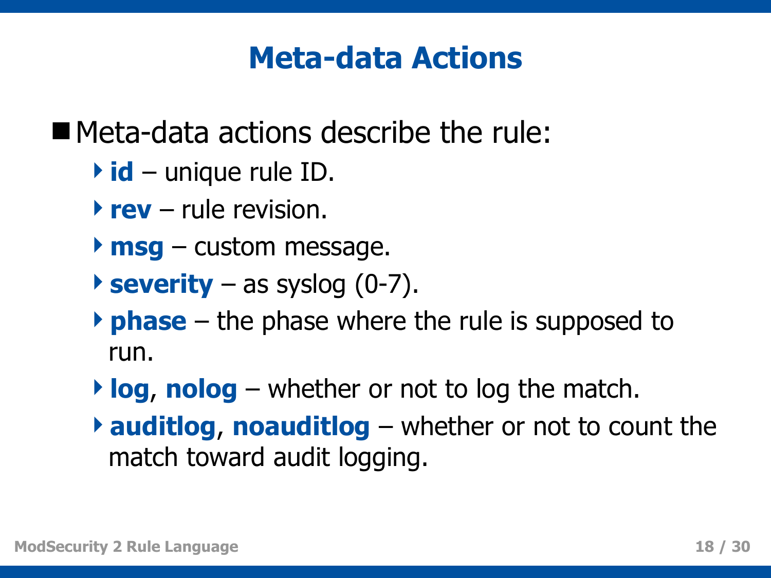# Meta-data Actions

- Meta-data actions describe the rule:
  - **id** – unique rule ID.
  - **rev** – rule revision.
  - **msg** – custom message.
  - **severity** – as syslog (0-7).
  - **phase** – the phase where the rule is supposed to run.
  - **log**, **nolog** – whether or not to log the match.
  - **auditlog**, **noauditlog** – whether or not to count the match toward audit logging.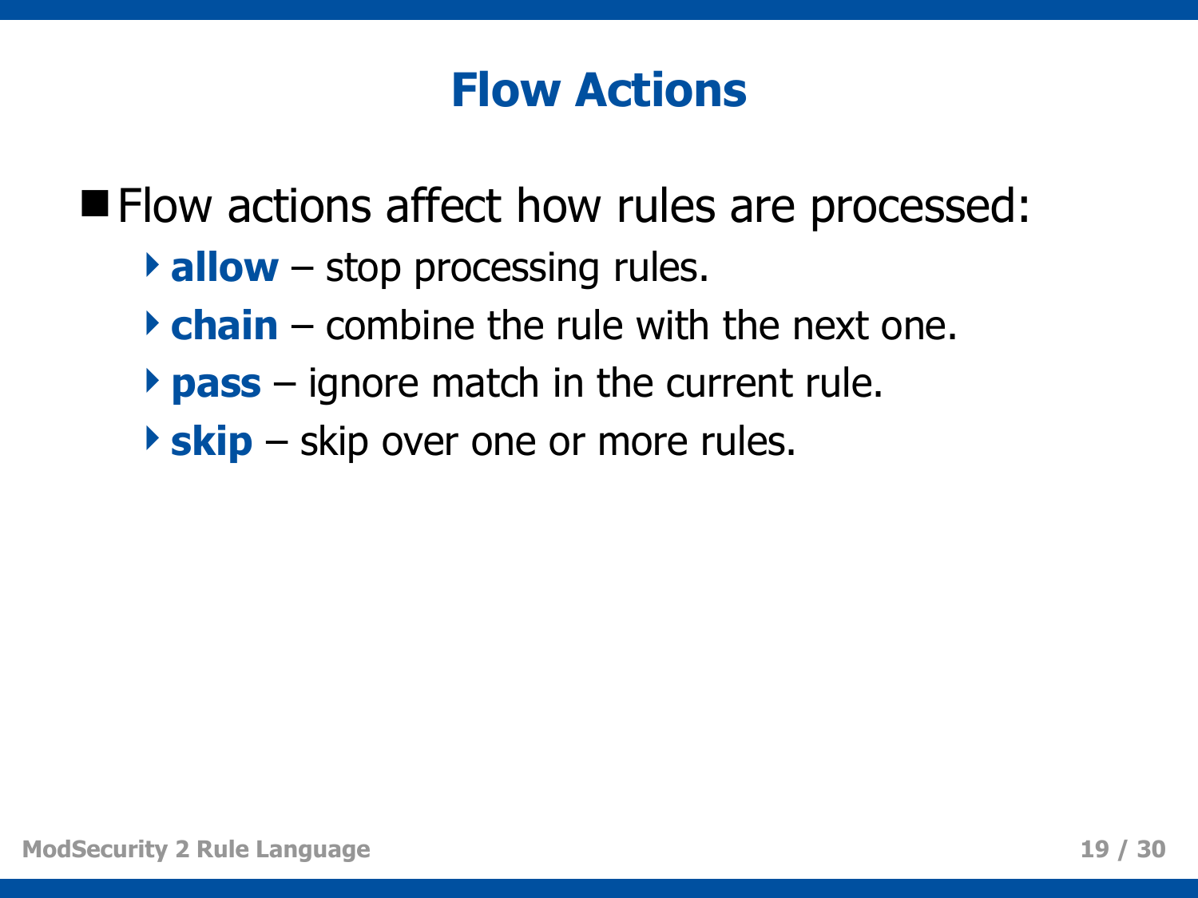# Flow Actions

- Flow actions affect how rules are processed:
  - **allow** – stop processing rules.
  - **chain** – combine the rule with the next one.
  - **pass** – ignore match in the current rule.
  - **skip** – skip over one or more rules.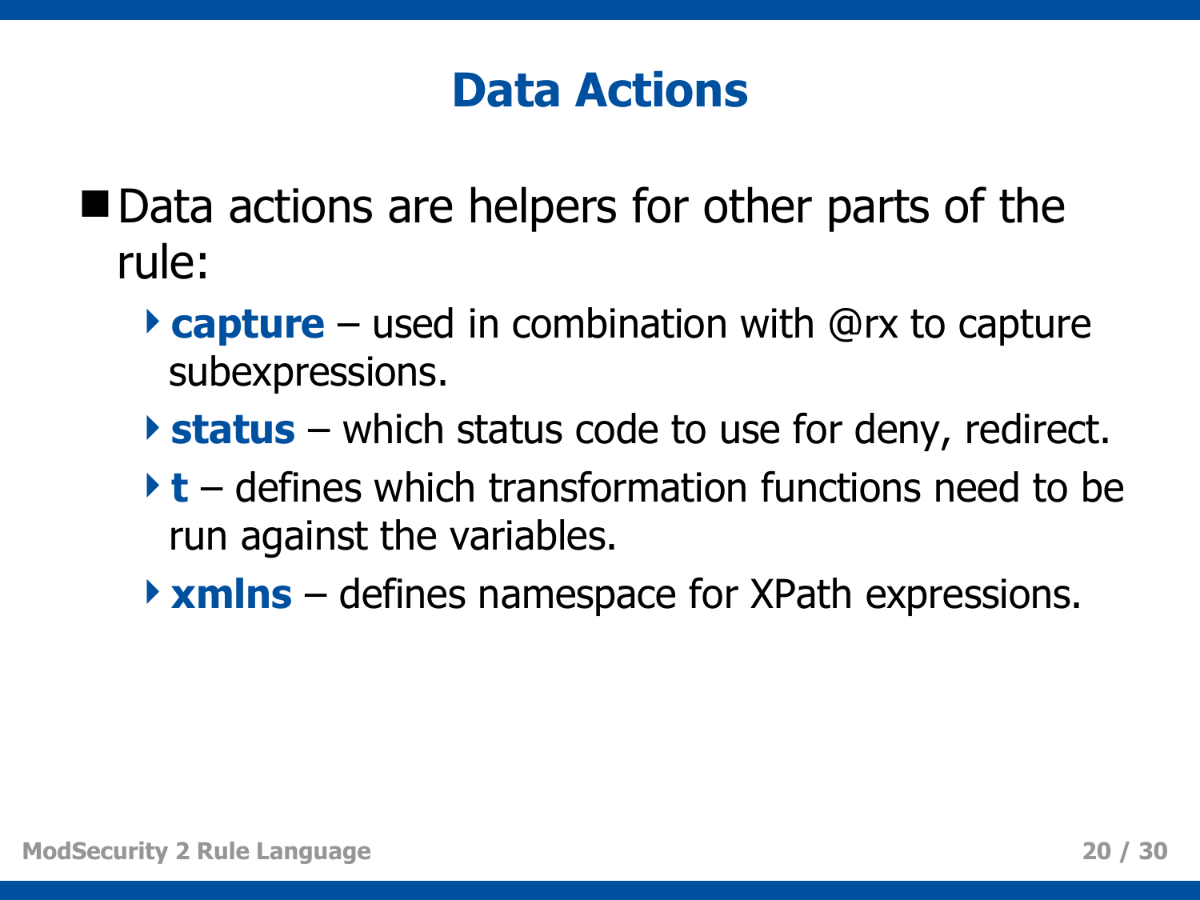# Data Actions

- Data actions are helpers for other parts of the rule:
  - **capture** – used in combination with @rx to capture subexpressions.
  - **status** – which status code to use for deny, redirect.
  - **t** – defines which transformation functions need to be run against the variables.
  - **xmlns** – defines namespace for XPath expressions.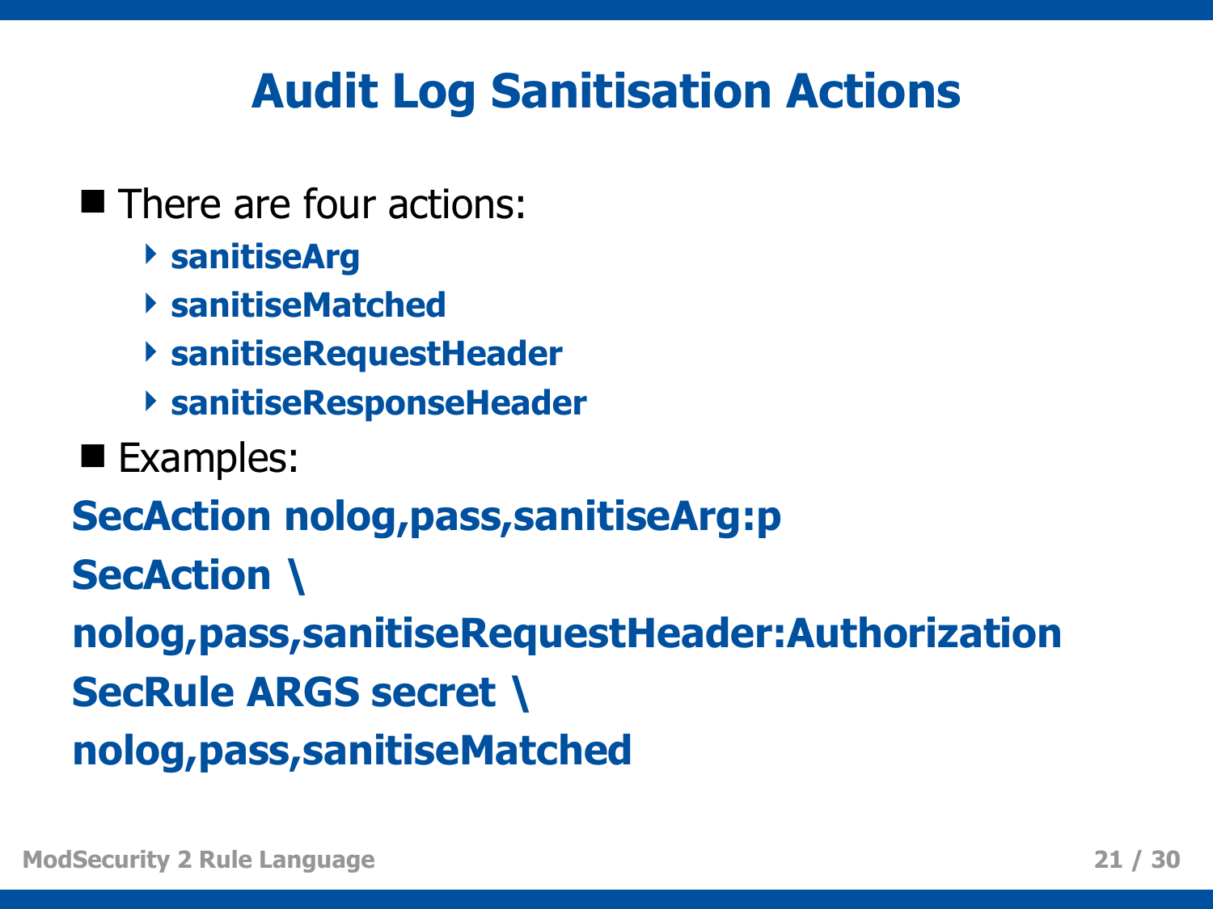# Audit Log Sanitisation Actions

- There are four actions:
  - **sanitiseArg**
  - **sanitiseMatched**
  - **sanitiseRequestHeader**
  - **sanitiseResponseHeader**
- Examples:

```
SecAction nolog,pass,sanitiseArg:p
SecAction \
nolog,pass,sanitiseRequestHeader:Authorization
SecRule ARGS secret \
nolog,pass,sanitiseMatched
```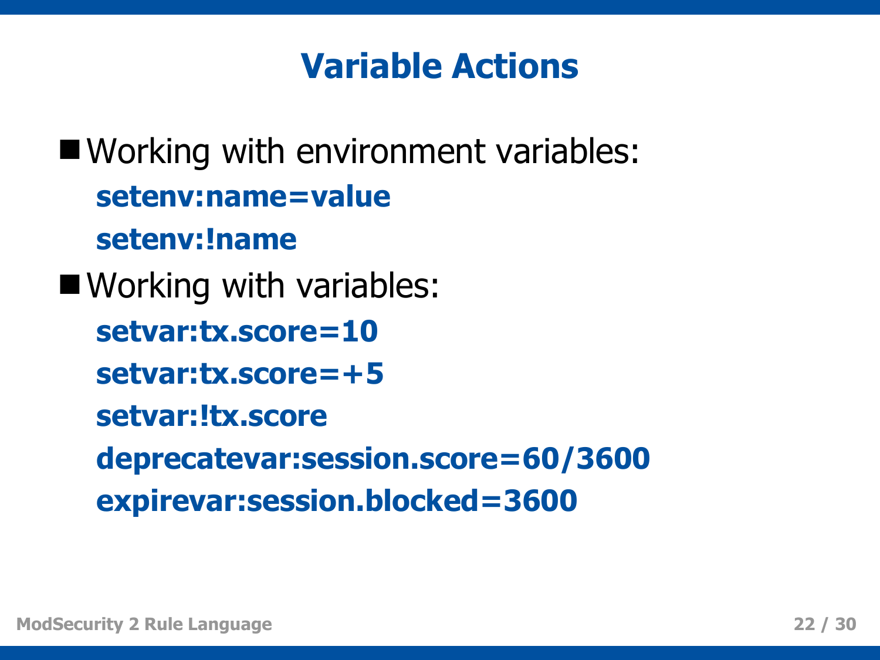# Variable Actions

- Working with environment variables:

```
setenv:name=value
setenv:!name
```

- Working with variables:

```
setvar:tx.score=10
setvar:tx.score=+5
setvar:!tx.score
deprecatevar:session.score=60/3600
expirevar:session.blocked=3600
```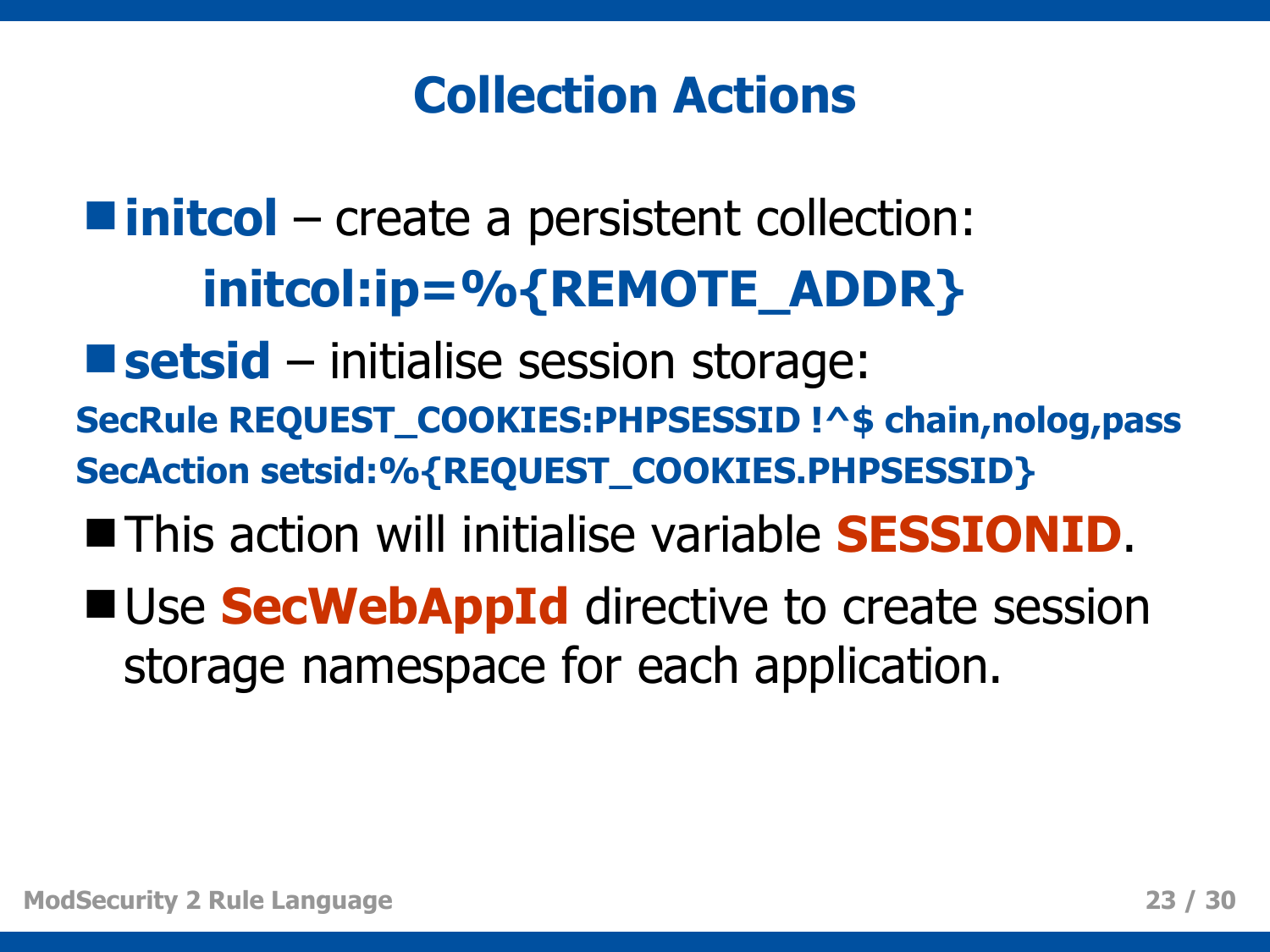# Collection Actions

- **initcol** – create a persistent collection:

  **initcol:ip=%{REMOTE_ADDR}**

- **setsid** – initialise session storage:

```
SecRule REQUEST_COOKIES:PHPSESSID !^$ chain,nolog,pass
SecAction setsid:%{REQUEST_COOKIES.PHPSESSID}
```

- This action will initialise variable **SESSIONID**.
- Use **SecWebAppId** directive to create session storage namespace for each application.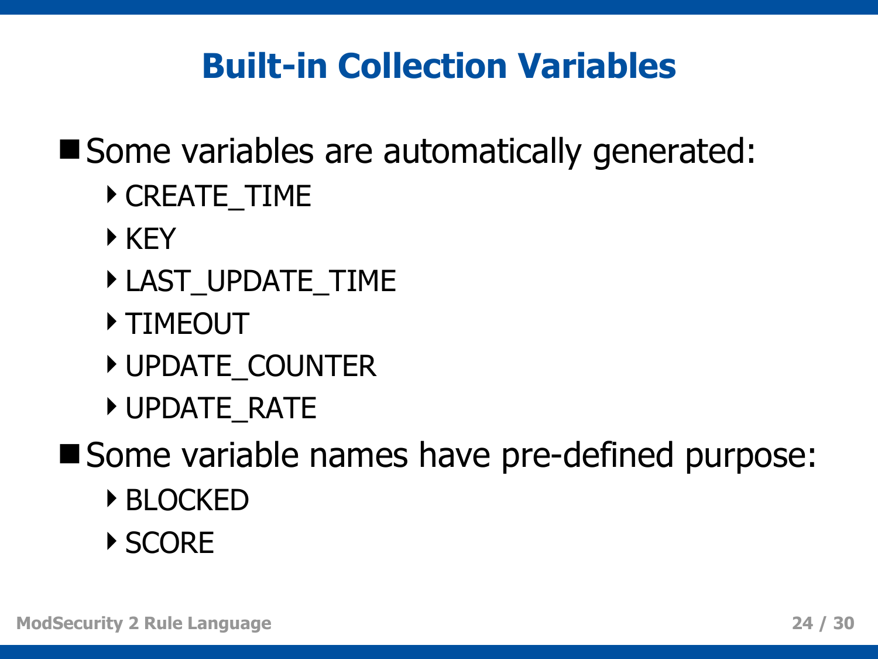# Built-in Collection Variables

- Some variables are automatically generated:
  - CREATE_TIME
  - KEY
  - LAST_UPDATE_TIME
  - TIMEOUT
  - UPDATE_COUNTER
  - UPDATE_RATE
- Some variable names have pre-defined purpose:
  - BLOCKED
  - SCORE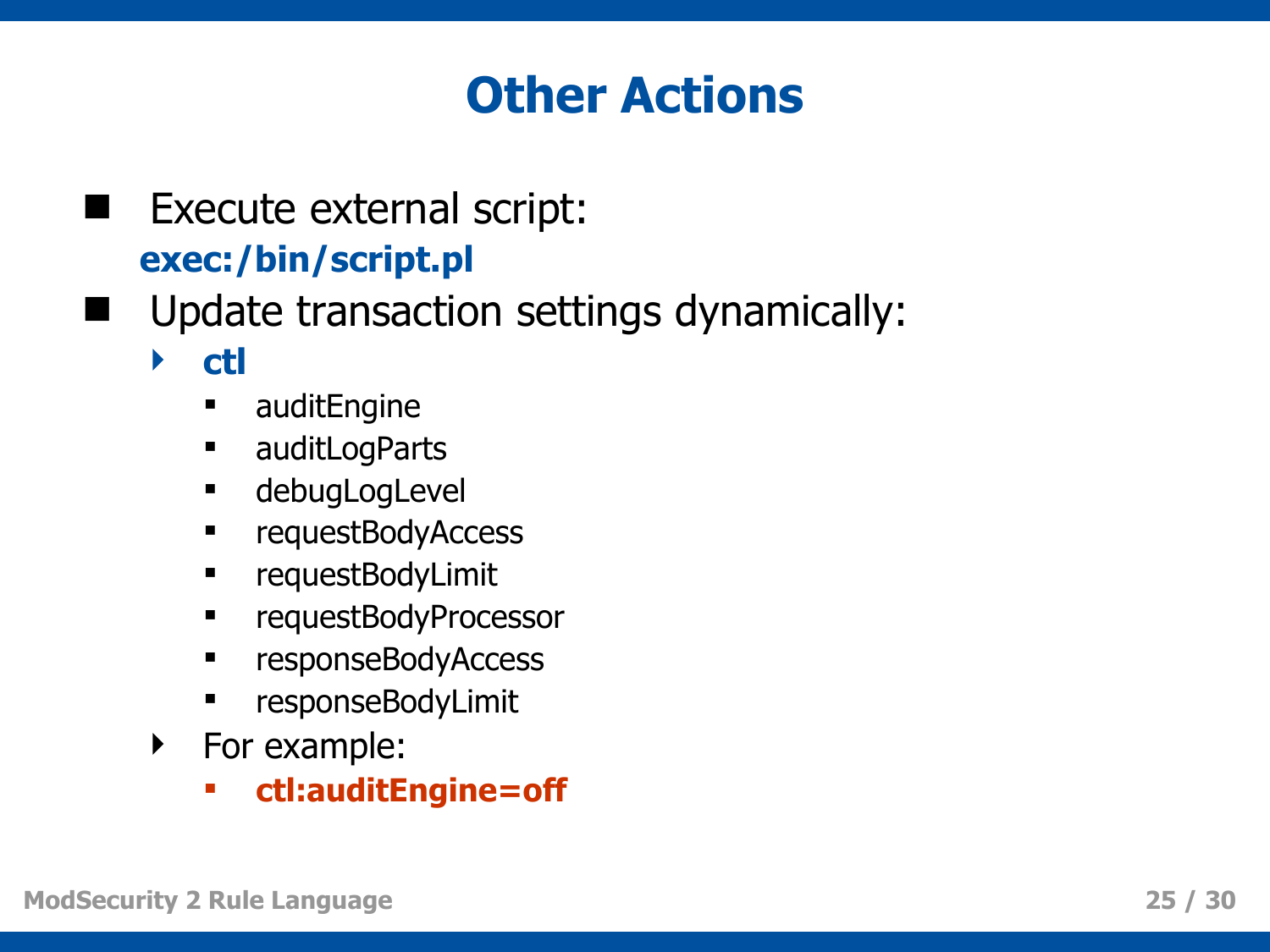# Other Actions

- Execute external script:
  **exec:/bin/script.pl**
- Update transaction settings dynamically:
  - **ctl**
    - auditEngine
    - auditLogParts
    - debugLogLevel
    - requestBodyAccess
    - requestBodyLimit
    - requestBodyProcessor
    - responseBodyAccess
    - responseBodyLimit
  - For example:
    - **ctl:auditEngine=off**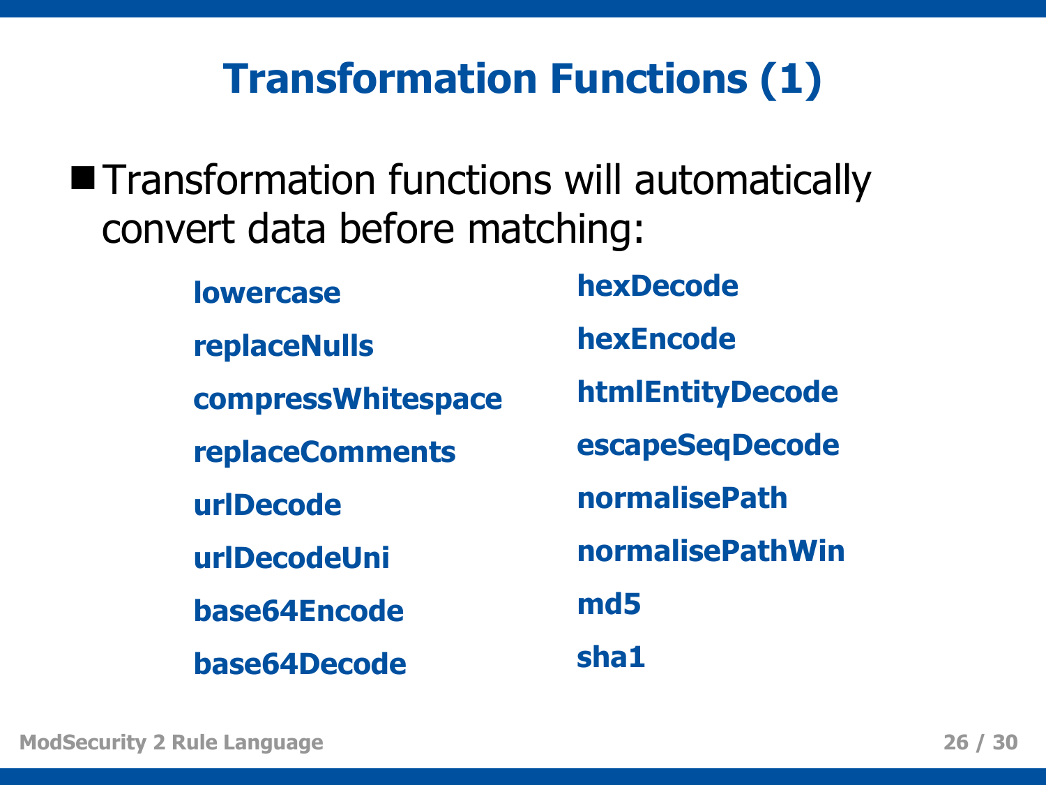# Transformation Functions (1)

- Transformation functions will automatically convert data before matching:

**lowercase**
**replaceNulls**
**compressWhitespace**
**replaceComments**
**urlDecode**
**urlDecodeUni**
**base64Encode**
**base64Decode**
**hexDecode**
**hexEncode**
**htmlEntityDecode**
**escapeSeqDecode**
**normalisePath**
**normalisePathWin**
**md5**
**sha1**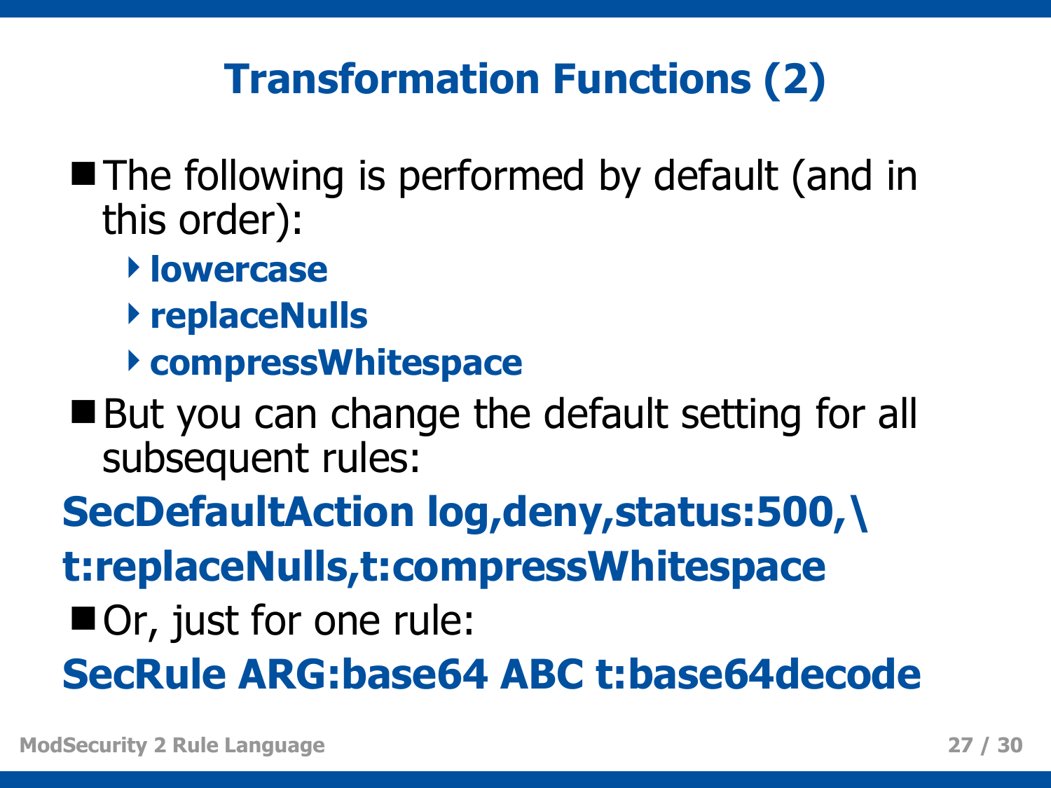# Transformation Functions (2)

- The following is performed by default (and in this order):
  - **lowercase**
  - **replaceNulls**
  - **compressWhitespace**
- But you can change the default setting for all subsequent rules:

```
SecDefaultAction log,deny,status:500,\
t:replaceNulls,t:compressWhitespace
```

- Or, just for one rule:

```
SecRule ARG:base64 ABC t:base64decode
```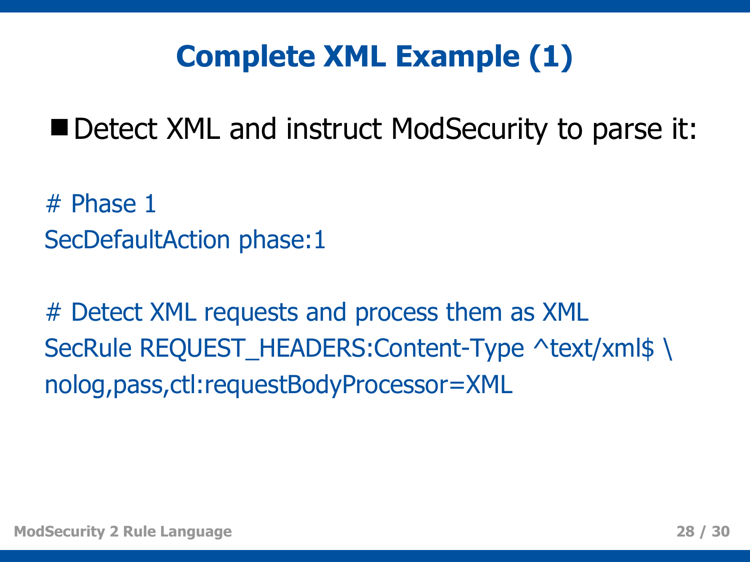# Complete XML Example (1)

- Detect XML and instruct ModSecurity to parse it:

```
# Phase 1
SecDefaultAction phase:1

# Detect XML requests and process them as XML
SecRule REQUEST_HEADERS:Content-Type ^text/xml$ \
nolog,pass,ctl:requestBodyProcessor=XML
```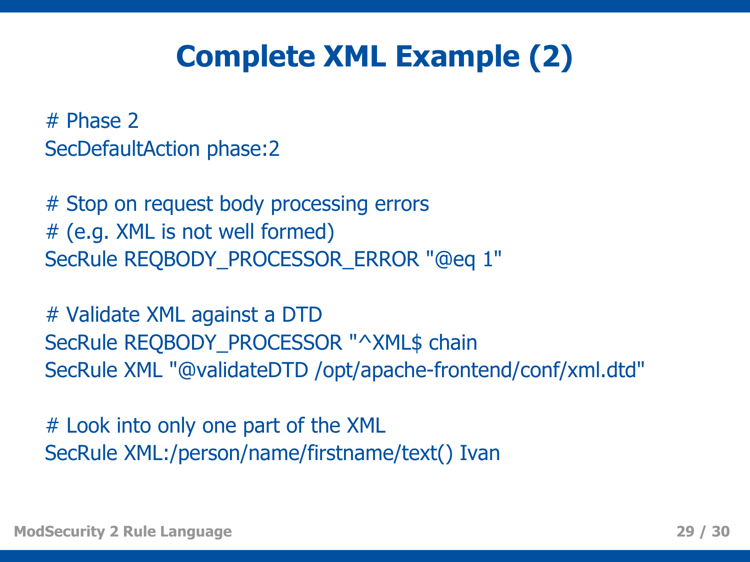# Complete XML Example (2)

```
# Phase 2
SecDefaultAction phase:2

# Stop on request body processing errors
# (e.g. XML is not well formed)
SecRule REQBODY_PROCESSOR_ERROR "@eq 1"

# Validate XML against a DTD
SecRule REQBODY_PROCESSOR "^XML$ chain
SecRule XML "@validateDTD /opt/apache-frontend/conf/xml.dtd"

# Look into only one part of the XML
SecRule XML:/person/name/firstname/text() Ivan
```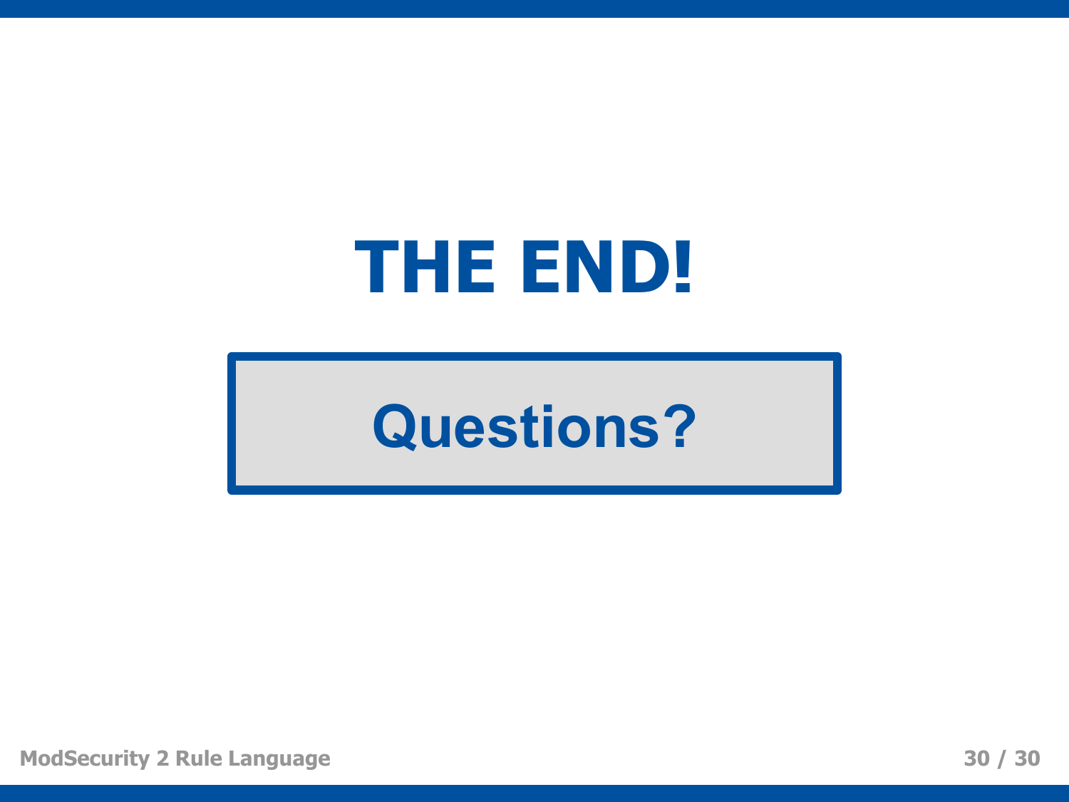# THE END!

**Questions?**